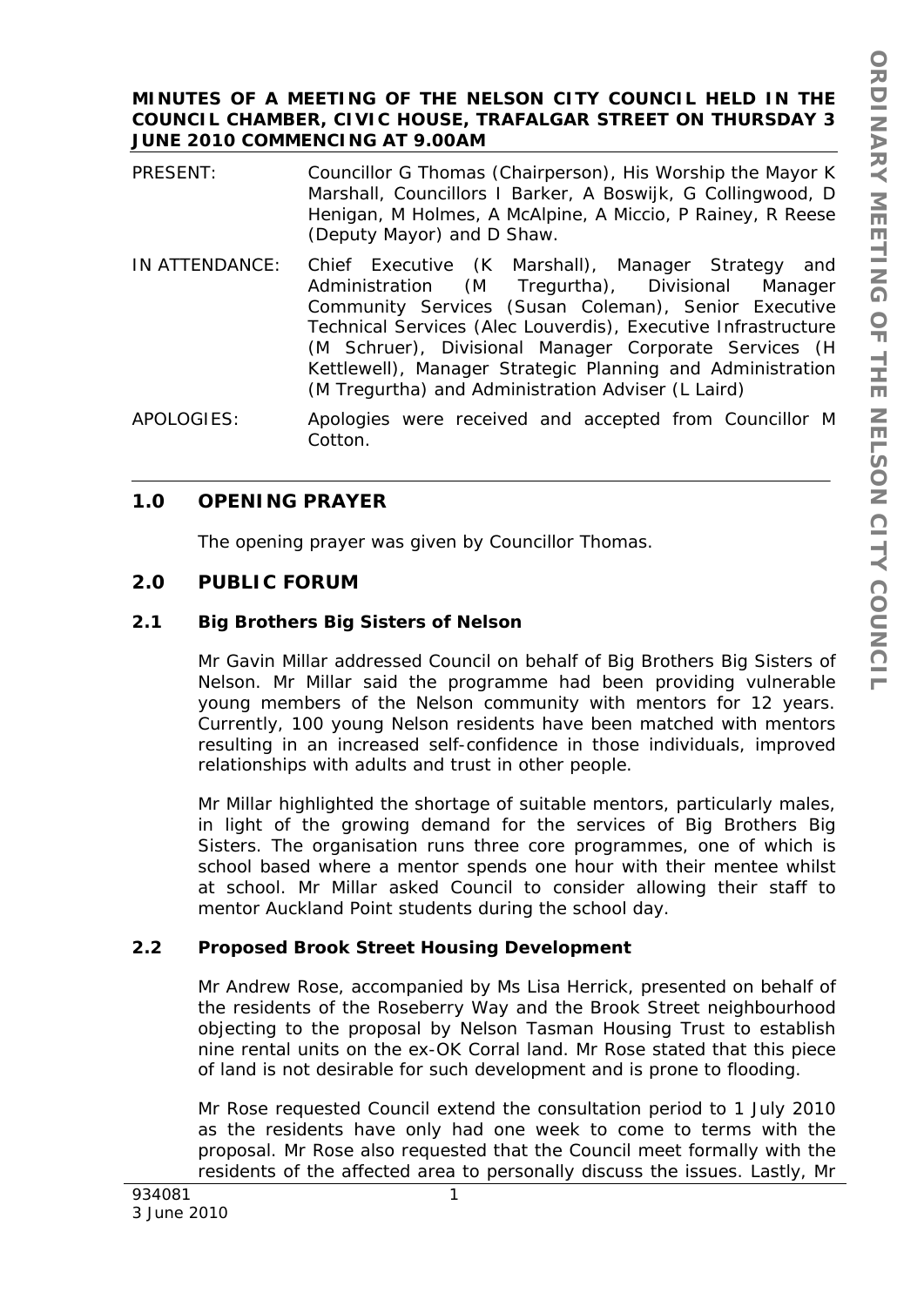**MINUTES OF A MEETING OF THE NELSON CITY COUNCIL HELD IN THE COUNCIL CHAMBER, CIVIC HOUSE, TRAFALGAR STREET ON THURSDAY 3 JUNE 2010 COMMENCING AT 9.00AM**

PRESENT: Councillor G Thomas (Chairperson), His Worship the Mayor K Marshall, Councillors I Barker, A Boswijk, G Collingwood, D Henigan, M Holmes, A McAlpine, A Miccio, P Rainey, R Reese (Deputy Mayor) and D Shaw.

IN ATTENDANCE: Chief Executive (K Marshall), Manager Strategy and Administration (M Tregurtha), Divisional Manager Community Services (Susan Coleman), Senior Executive Technical Services (Alec Louverdis), Executive Infrastructure (M Schruer), Divisional Manager Corporate Services (H Kettlewell), Manager Strategic Planning and Administration (M Tregurtha) and Administration Adviser (L Laird)

APOLOGIES: Apologies were received and accepted from Councillor M Cotton.

## 1.0 OPENING PRAYER

The opening prayer was given by Councillor Thomas.

## 2.0 PUBLIC FORUM

### 2.1 Big Brothers Big Sisters of Nelson

Mr Gavin Millar addressed Council on behalf of Big Brothers Big Sisters of Nelson. Mr Millar said the programme had been providing vulnerable young members of the Nelson community with mentors for 12 years. Currently, 100 young Nelson residents have been matched with mentors resulting in an increased self-confidence in those individuals, improved relationships with adults and trust in other people.

Mr Millar highlighted the shortage of suitable mentors, particularly males, in light of the growing demand for the services of Big Brothers Big Sisters. The organisation runs three core programmes, one of which is school based where a mentor spends one hour with their mentee whilst at school. Mr Millar asked Council to consider allowing their staff to mentor Auckland Point students during the school day.

### 2.2 Proposed Brook Street Housing Development

Mr Andrew Rose, accompanied by Ms Lisa Herrick, presented on behalf of the residents of the Roseberry Way and the Brook Street neighbourhood objecting to the proposal by Nelson Tasman Housing Trust to establish nine rental units on the ex-OK Corral land. Mr Rose stated that this piece of land is not desirable for such development and is prone to flooding.

Mr Rose requested Council extend the consultation period to 1 July 2010 as the residents have only had one week to come to terms with the proposal. Mr Rose also requested that the Council meet formally with the residents of the affected area to personally discuss the issues. Lastly, Mr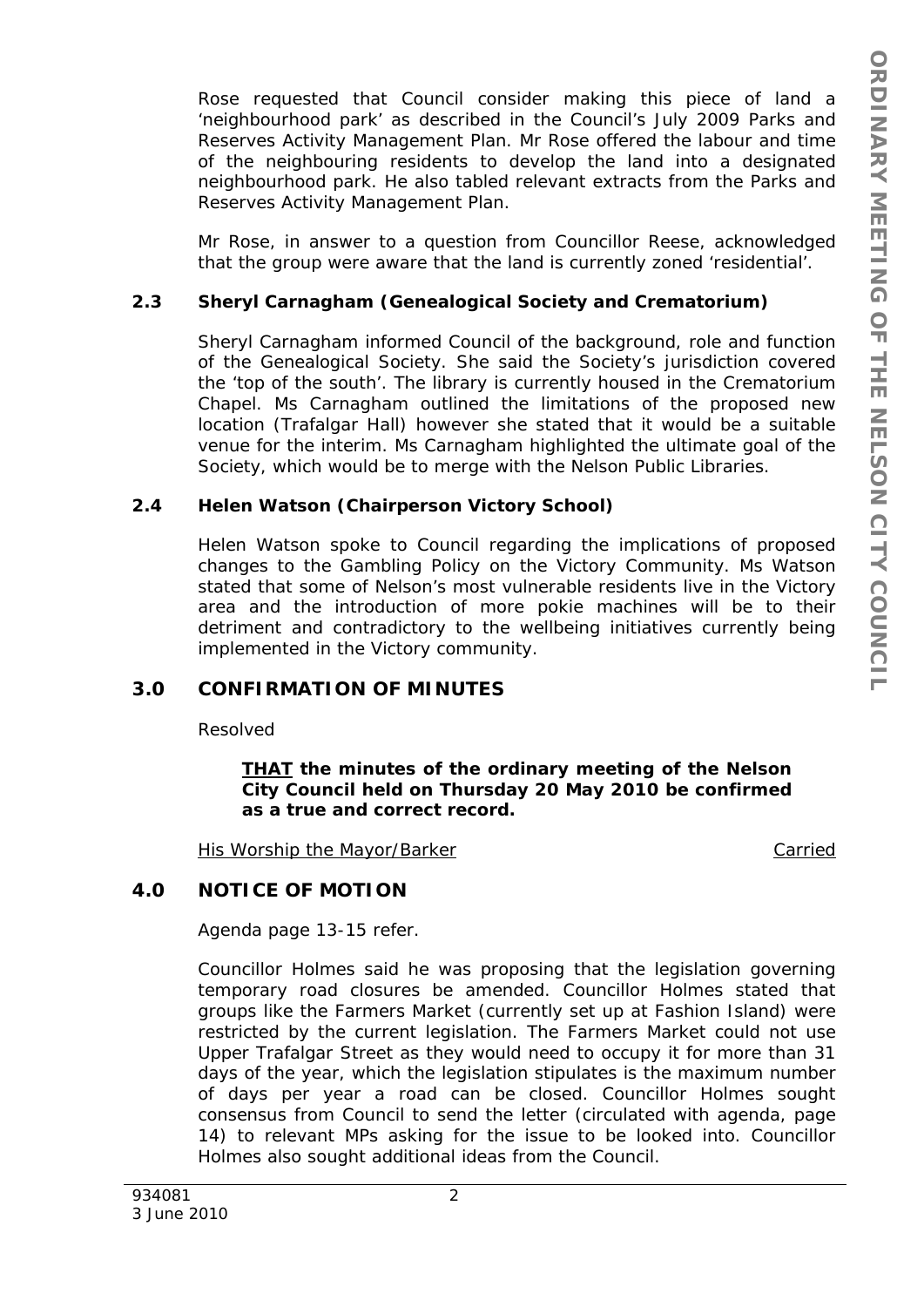Rose requested that Council consider making this piece of land a 'neighbourhood park' as described in the Council's July 2009 Parks and Reserves Activity Management Plan. Mr Rose offered the labour and time of the neighbouring residents to develop the land into a designated neighbourhood park. He also tabled relevant extracts from the Parks and Reserves Activity Management Plan.

Mr Rose, in answer to a question from Councillor Reese, acknowledged that the group were aware that the land is currently zoned 'residential'.

### 2.3 Sheryl Carnagham (Genealogical Society and Crematorium)

Sheryl Carnagham informed Council of the background, role and function of the Genealogical Society. She said the Society's jurisdiction covered the 'top of the south'. The library is currently housed in the Crematorium Chapel. Ms Carnagham outlined the limitations of the proposed new location (Trafalgar Hall) however she stated that it would be a suitable venue for the interim. Ms Carnagham highlighted the ultimate goal of the Society, which would be to merge with the Nelson Public Libraries.

### 2.4 Helen Watson (Chairperson Victory School)

Helen Watson spoke to Council regarding the implications of proposed changes to the Gambling Policy on the Victory Community. Ms Watson stated that some of Nelson's most vulnerable residents live in the Victory area and the introduction of more pokie machines will be to their detriment and contradictory to the wellbeing initiatives currently being implemented in the Victory community.

## 3.0 CONFIRMATION OF MINUTES

Resolved

> **<u>THAT</u> the minutes of the ordinary meeting of the Nelson City Council held on Thursday 20 May 2010 be confirmed as a true and correct record.**

<u>His Worship the Mayor/Barker</u> <u>Carried</u>

## 4.0 NOTICE OF MOTION

Agenda page 13-15 refer.

Councillor Holmes said he was proposing that the legislation governing temporary road closures be amended. Councillor Holmes stated that groups like the Farmers Market (currently set up at Fashion Island) were restricted by the current legislation. The Farmers Market could not use Upper Trafalgar Street as they would need to occupy it for more than 31 days of the year, which the legislation stipulates is the maximum number of days per year a road can be closed. Councillor Holmes sought consensus from Council to send the letter (circulated with agenda, page 14) to relevant MPs asking for the issue to be looked into. Councillor Holmes also sought additional ideas from the Council.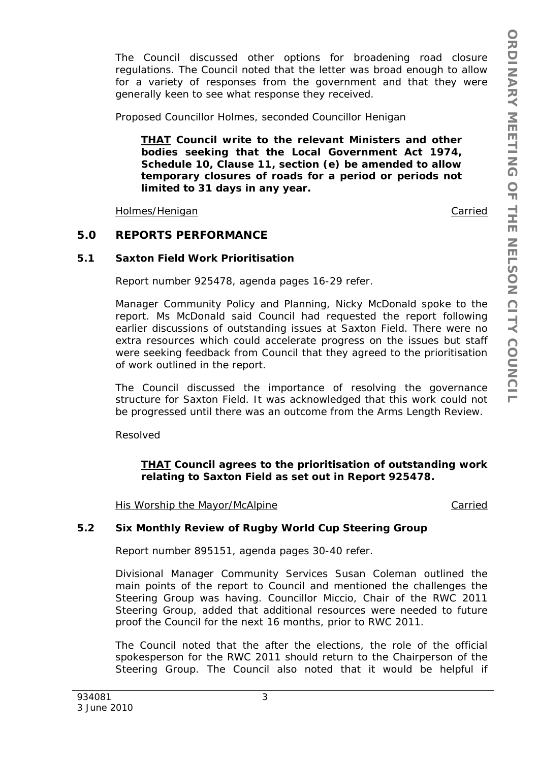The Council discussed other options for broadening road closure regulations. The Council noted that the letter was broad enough to allow for a variety of responses from the government and that they were generally keen to see what response they received.

Proposed Councillor Holmes, seconded Councillor Henigan

> **<u>THAT</u> Council write to the relevant Ministers and other bodies seeking that the Local Government Act 1974, Schedule 10, Clause 11, section (e) be amended to allow temporary closures of roads for a period or periods not limited to 31 days in any year.**

<u>Holmes/Henigan</u> <u>Carried</u>

## 5.0 REPORTS PERFORMANCE

### 5.1 Saxton Field Work Prioritisation

Report number 925478, agenda pages 16-29 refer.

Manager Community Policy and Planning, Nicky McDonald spoke to the report. Ms McDonald said Council had requested the report following earlier discussions of outstanding issues at Saxton Field. There were no extra resources which could accelerate progress on the issues but staff were seeking feedback from Council that they agreed to the prioritisation of work outlined in the report.

The Council discussed the importance of resolving the governance structure for Saxton Field. It was acknowledged that this work could not be progressed until there was an outcome from the Arms Length Review.

Resolved

> **<u>THAT</u> Council agrees to the prioritisation of outstanding work relating to Saxton Field as set out in Report 925478.**

<u>His Worship the Mayor/McAlpine</u> <u>Carried</u>

### 5.2 Six Monthly Review of Rugby World Cup Steering Group

Report number 895151, agenda pages 30-40 refer.

Divisional Manager Community Services Susan Coleman outlined the main points of the report to Council and mentioned the challenges the Steering Group was having. Councillor Miccio, Chair of the RWC 2011 Steering Group, added that additional resources were needed to future proof the Council for the next 16 months, prior to RWC 2011.

The Council noted that the after the elections, the role of the official spokesperson for the RWC 2011 should return to the Chairperson of the Steering Group. The Council also noted that it would be helpful if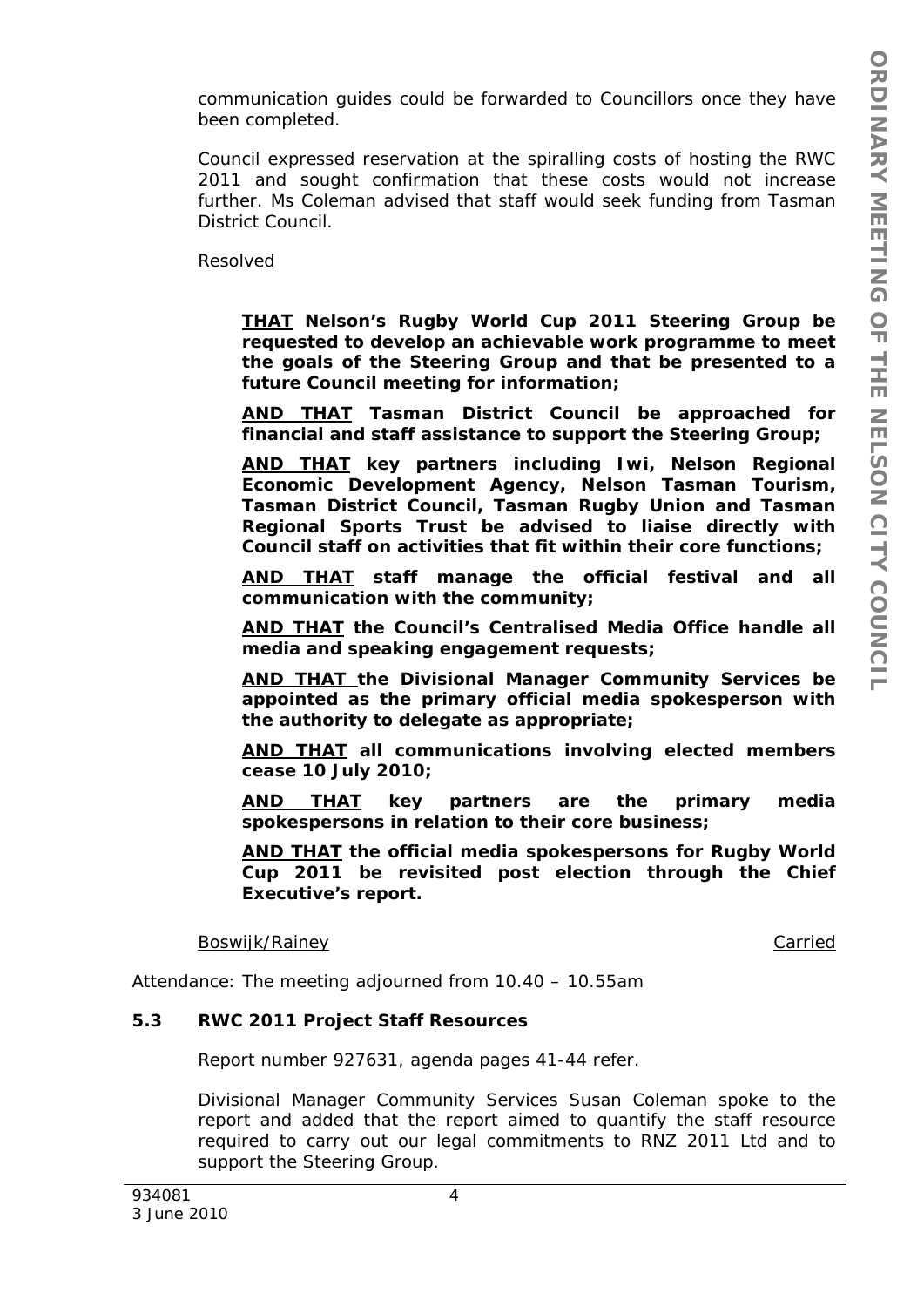communication guides could be forwarded to Councillors once they have been completed.

Council expressed reservation at the spiralling costs of hosting the RWC 2011 and sought confirmation that these costs would not increase further. Ms Coleman advised that staff would seek funding from Tasman District Council.

Resolved

> **<u>THAT</u> Nelson's Rugby World Cup 2011 Steering Group be requested to develop an achievable work programme to meet the goals of the Steering Group and that be presented to a future Council meeting for information;**
>
> **<u>AND THAT</u> Tasman District Council be approached for financial and staff assistance to support the Steering Group;**
>
> **<u>AND THAT</u> key partners including Iwi, Nelson Regional Economic Development Agency, Nelson Tasman Tourism, Tasman District Council, Tasman Rugby Union and Tasman Regional Sports Trust be advised to liaise directly with Council staff on activities that fit within their core functions;**
>
> **<u>AND THAT</u> staff manage the official festival and all communication with the community;**
>
> **<u>AND THAT</u> the Council's Centralised Media Office handle all media and speaking engagement requests;**
>
> **<u>AND THAT</u> the Divisional Manager Community Services be appointed as the primary official media spokesperson with the authority to delegate as appropriate;**
>
> **<u>AND THAT</u> all communications involving elected members cease 10 July 2010;**
>
> **<u>AND THAT</u> key partners are the primary media spokespersons in relation to their core business;**
>
> **<u>AND THAT</u> the official media spokespersons for Rugby World Cup 2011 be revisited post election through the Chief Executive's report.**

<u>Boswijk/Rainey</u> <u>Carried</u>

Attendance: The meeting adjourned from 10.40 – 10.55am

### 5.3 RWC 2011 Project Staff Resources

Report number 927631, agenda pages 41-44 refer.

Divisional Manager Community Services Susan Coleman spoke to the report and added that the report aimed to quantify the staff resource required to carry out our legal commitments to RNZ 2011 Ltd and to support the Steering Group.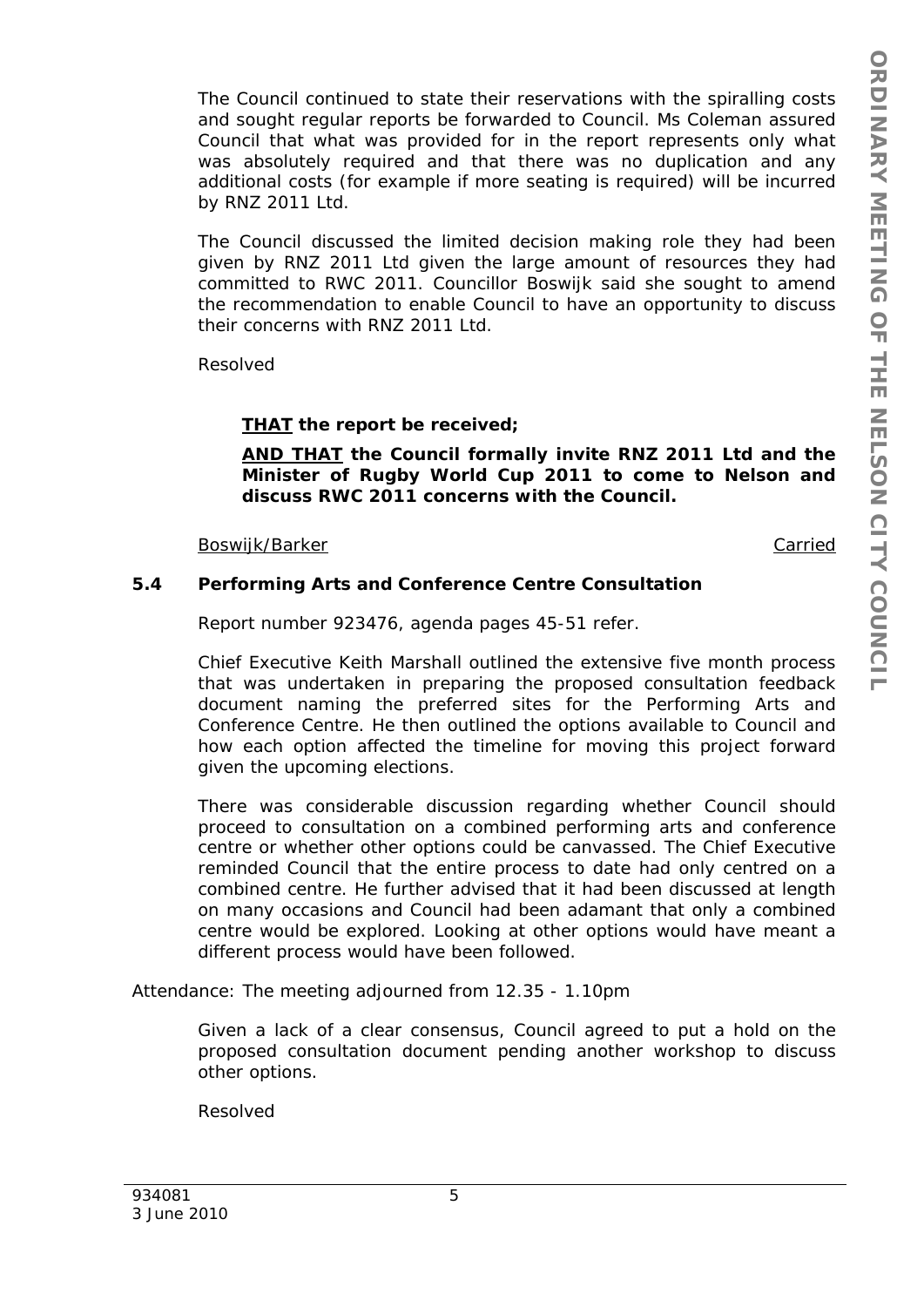The Council continued to state their reservations with the spiralling costs and sought regular reports be forwarded to Council. Ms Coleman assured Council that what was provided for in the report represents only what was absolutely required and that there was no duplication and any additional costs (for example if more seating is required) will be incurred by RNZ 2011 Ltd.

The Council discussed the limited decision making role they had been given by RNZ 2011 Ltd given the large amount of resources they had committed to RWC 2011. Councillor Boswijk said she sought to amend the recommendation to enable Council to have an opportunity to discuss their concerns with RNZ 2011 Ltd.

Resolved

> **THAT the report be received;**
>
> **AND THAT the Council formally invite RNZ 2011 Ltd and the Minister of Rugby World Cup 2011 to come to Nelson and discuss RWC 2011 concerns with the Council.**

Boswijk/Barker — Carried

### 5.4 Performing Arts and Conference Centre Consultation

Report number 923476, agenda pages 45-51 refer.

Chief Executive Keith Marshall outlined the extensive five month process that was undertaken in preparing the proposed consultation feedback document naming the preferred sites for the Performing Arts and Conference Centre. He then outlined the options available to Council and how each option affected the timeline for moving this project forward given the upcoming elections.

There was considerable discussion regarding whether Council should proceed to consultation on a combined performing arts and conference centre or whether other options could be canvassed. The Chief Executive reminded Council that the entire process to date had only centred on a combined centre. He further advised that it had been discussed at length on many occasions and Council had been adamant that only a combined centre would be explored. Looking at other options would have meant a different process would have been followed.

Attendance: The meeting adjourned from 12.35 - 1.10pm

Given a lack of a clear consensus, Council agreed to put a hold on the proposed consultation document pending another workshop to discuss other options.

Resolved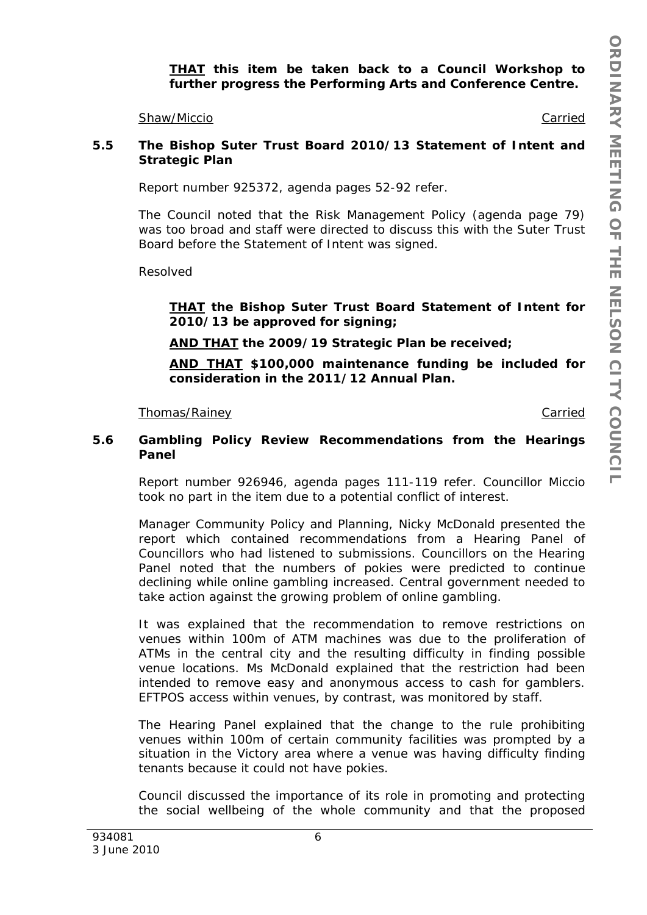**<u>THAT</u> this item be taken back to a Council Workshop to further progress the Performing Arts and Conference Centre.**

<u>Shaw/Miccio</u> <u>Carried</u>

### 5.5 The Bishop Suter Trust Board 2010/13 Statement of Intent and Strategic Plan

Report number 925372, agenda pages 52-92 refer.

The Council noted that the Risk Management Policy (agenda page 79) was too broad and staff were directed to discuss this with the Suter Trust Board before the Statement of Intent was signed.

Resolved

**<u>THAT</u> the Bishop Suter Trust Board Statement of Intent for 2010/13 be approved for signing;**

**<u>AND THAT</u> the 2009/19 Strategic Plan be received;**

**<u>AND THAT</u> $100,000 maintenance funding be included for consideration in the 2011/12 Annual Plan.**

<u>Thomas/Rainey</u> <u>Carried</u>

### 5.6 Gambling Policy Review Recommendations from the Hearings Panel

Report number 926946, agenda pages 111-119 refer. Councillor Miccio took no part in the item due to a potential conflict of interest.

Manager Community Policy and Planning, Nicky McDonald presented the report which contained recommendations from a Hearing Panel of Councillors who had listened to submissions. Councillors on the Hearing Panel noted that the numbers of pokies were predicted to continue declining while online gambling increased. Central government needed to take action against the growing problem of online gambling.

It was explained that the recommendation to remove restrictions on venues within 100m of ATM machines was due to the proliferation of ATMs in the central city and the resulting difficulty in finding possible venue locations. Ms McDonald explained that the restriction had been intended to remove easy and anonymous access to cash for gamblers. EFTPOS access within venues, by contrast, was monitored by staff.

The Hearing Panel explained that the change to the rule prohibiting venues within 100m of certain community facilities was prompted by a situation in the Victory area where a venue was having difficulty finding tenants because it could not have pokies.

Council discussed the importance of its role in promoting and protecting the social wellbeing of the whole community and that the proposed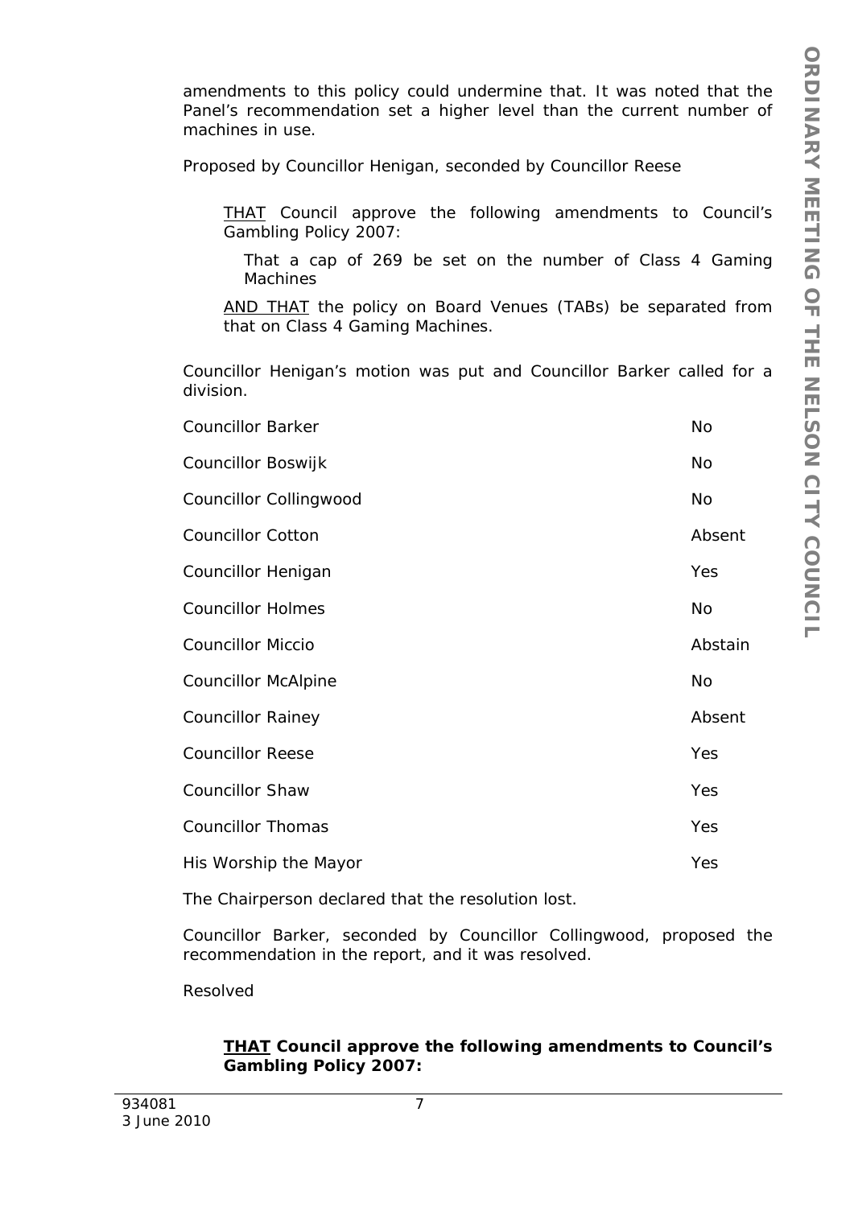amendments to this policy could undermine that. It was noted that the Panel's recommendation set a higher level than the current number of machines in use.

Proposed by Councillor Henigan, seconded by Councillor Reese

> THAT Council approve the following amendments to Council's Gambling Policy 2007:
>
> That a cap of 269 be set on the number of Class 4 Gaming Machines
>
> AND THAT the policy on Board Venues (TABs) be separated from that on Class 4 Gaming Machines.

Councillor Henigan's motion was put and Councillor Barker called for a division.

| | |
|---|---|
| Councillor Barker | No |
| Councillor Boswijk | No |
| Councillor Collingwood | No |
| Councillor Cotton | Absent |
| Councillor Henigan | Yes |
| Councillor Holmes | No |
| Councillor Miccio | Abstain |
| Councillor McAlpine | No |
| Councillor Rainey | Absent |
| Councillor Reese | Yes |
| Councillor Shaw | Yes |
| Councillor Thomas | Yes |
| His Worship the Mayor | Yes |

The Chairperson declared that the resolution lost.

Councillor Barker, seconded by Councillor Collingwood, proposed the recommendation in the report, and it was resolved.

Resolved

> **THAT Council approve the following amendments to Council's Gambling Policy 2007:**

934081
3 June 2010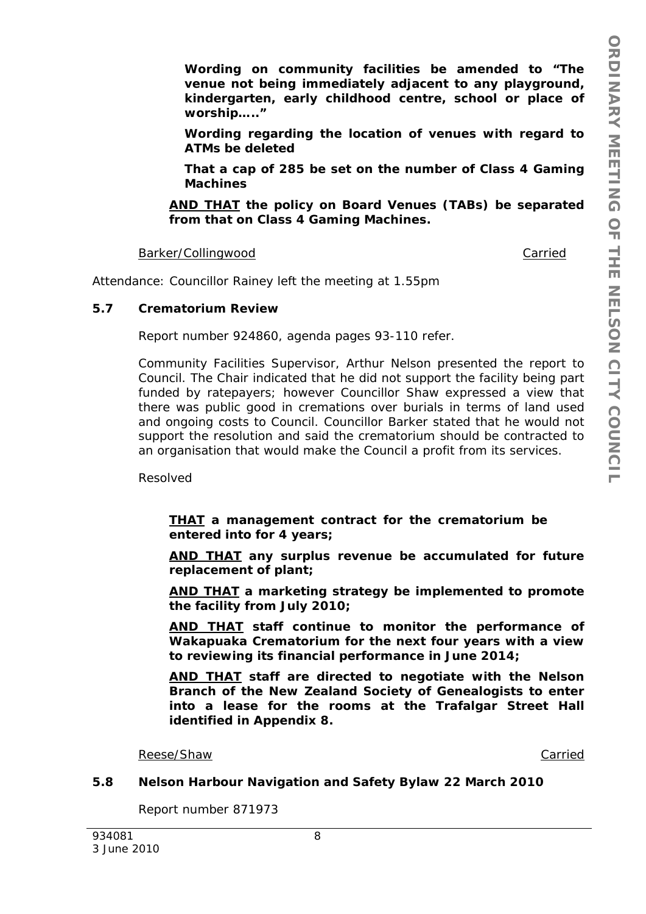**Wording on community facilities be amended to "The venue not being immediately adjacent to any playground, kindergarten, early childhood centre, school or place of worship….."**

**Wording regarding the location of venues with regard to ATMs be deleted**

**That a cap of 285 be set on the number of Class 4 Gaming Machines**

**<u>AND THAT</u> the policy on Board Venues (TABs) be separated from that on Class 4 Gaming Machines.**

<u>Barker/Collingwood</u> <u>Carried</u>

Attendance: Councillor Rainey left the meeting at 1.55pm

### 5.7 Crematorium Review

Report number 924860, agenda pages 93-110 refer.

Community Facilities Supervisor, Arthur Nelson presented the report to Council. The Chair indicated that he did not support the facility being part funded by ratepayers; however Councillor Shaw expressed a view that there was public good in cremations over burials in terms of land used and ongoing costs to Council. Councillor Barker stated that he would not support the resolution and said the crematorium should be contracted to an organisation that would make the Council a profit from its services.

Resolved

**<u>THAT</u> a management contract for the crematorium be entered into for 4 years;**

**<u>AND THAT</u> any surplus revenue be accumulated for future replacement of plant;**

**<u>AND THAT</u> a marketing strategy be implemented to promote the facility from July 2010;**

**<u>AND THAT</u> staff continue to monitor the performance of Wakapuaka Crematorium for the next four years with a view to reviewing its financial performance in June 2014;**

**<u>AND THAT</u> staff are directed to negotiate with the Nelson Branch of the New Zealand Society of Genealogists to enter into a lease for the rooms at the Trafalgar Street Hall identified in Appendix 8.**

<u>Reese/Shaw</u> <u>Carried</u>

### 5.8 Nelson Harbour Navigation and Safety Bylaw 22 March 2010

Report number 871973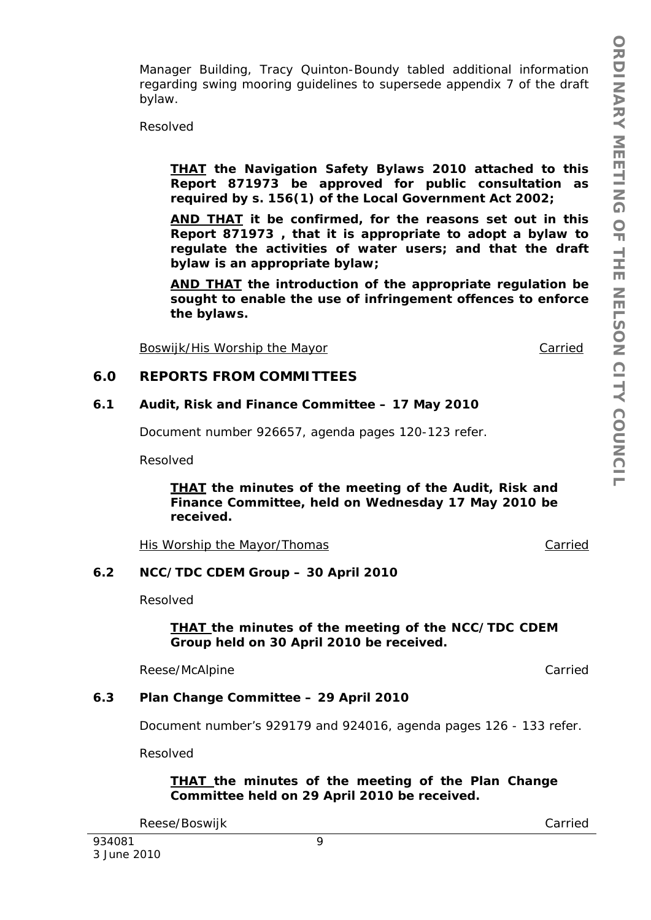Manager Building, Tracy Quinton-Boundy tabled additional information regarding swing mooring guidelines to supersede appendix 7 of the draft bylaw.

Resolved

> **THAT the Navigation Safety Bylaws 2010 attached to this Report 871973 be approved for public consultation as required by s. 156(1) of the Local Government Act 2002;**
>
> **AND THAT it be confirmed, for the reasons set out in this Report 871973 , that it is appropriate to adopt a bylaw to regulate the activities of water users; and that the draft bylaw is an appropriate bylaw;**
>
> **AND THAT the introduction of the appropriate regulation be sought to enable the use of infringement offences to enforce the bylaws.**

Boswijk/His Worship the Mayor — Carried

## 6.0 REPORTS FROM COMMITTEES

### 6.1 Audit, Risk and Finance Committee – 17 May 2010

Document number 926657, agenda pages 120-123 refer.

Resolved

> **THAT the minutes of the meeting of the Audit, Risk and Finance Committee, held on Wednesday 17 May 2010 be received.**

His Worship the Mayor/Thomas — Carried

### 6.2 NCC/TDC CDEM Group – 30 April 2010

Resolved

> **THAT the minutes of the meeting of the NCC/TDC CDEM Group held on 30 April 2010 be received.**

Reese/McAlpine — Carried

### 6.3 Plan Change Committee – 29 April 2010

Document number's 929179 and 924016, agenda pages 126 - 133 refer.

Resolved

> **THAT the minutes of the meeting of the Plan Change Committee held on 29 April 2010 be received.**

Reese/Boswijk — Carried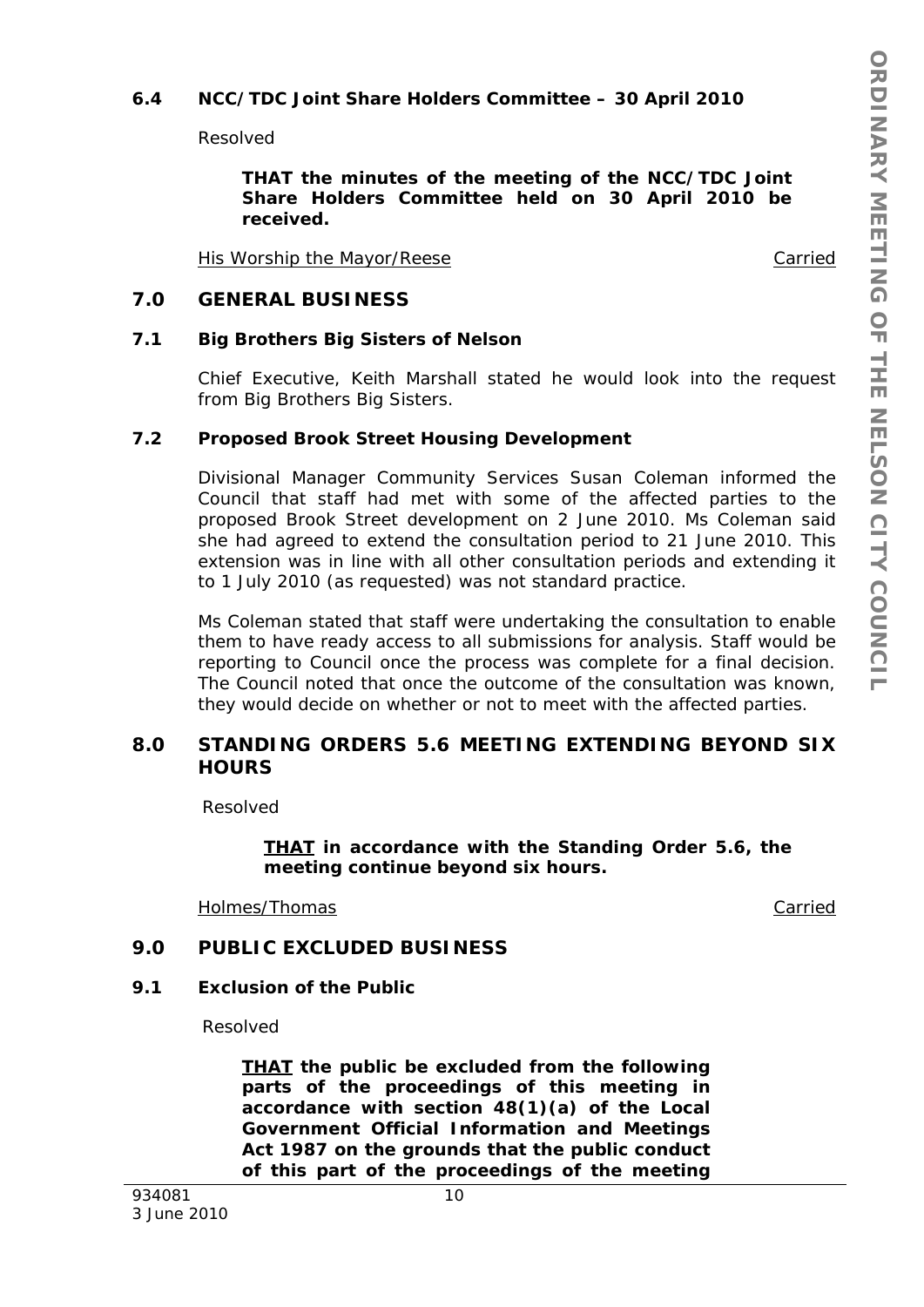### 6.4 NCC/TDC Joint Share Holders Committee – 30 April 2010

Resolved

> **THAT the minutes of the meeting of the NCC/TDC Joint Share Holders Committee held on 30 April 2010 be received.**

His Worship the Mayor/Reese — Carried

## 7.0 GENERAL BUSINESS

### 7.1 Big Brothers Big Sisters of Nelson

*Chief Executive, Keith Marshall stated he would look into the request from Big Brothers Big Sisters.*

### 7.2 Proposed Brook Street Housing Development

*Divisional Manager Community Services Susan Coleman informed the Council that staff had met with some of the affected parties to the proposed Brook Street development on 2 June 2010. Ms Coleman said she had agreed to extend the consultation period to 21 June 2010. This extension was in line with all other consultation periods and extending it to 1 July 2010 (as requested) was not standard practice.*

*Ms Coleman stated that staff were undertaking the consultation to enable them to have ready access to all submissions for analysis. Staff would be reporting to Council once the process was complete for a final decision. The Council noted that once the outcome of the consultation was known, they would decide on whether or not to meet with the affected parties.*

## 8.0 STANDING ORDERS 5.6 MEETING EXTENDING BEYOND SIX HOURS

Resolved

> **THAT in accordance with the Standing Order 5.6, the meeting continue beyond six hours.**

Holmes/Thomas — Carried

## 9.0 PUBLIC EXCLUDED BUSINESS

### 9.1 Exclusion of the Public

Resolved

> **THAT the public be excluded from the following parts of the proceedings of this meeting in accordance with section 48(1)(a) of the Local Government Official Information and Meetings Act 1987 on the grounds that the public conduct of this part of the proceedings of the meeting**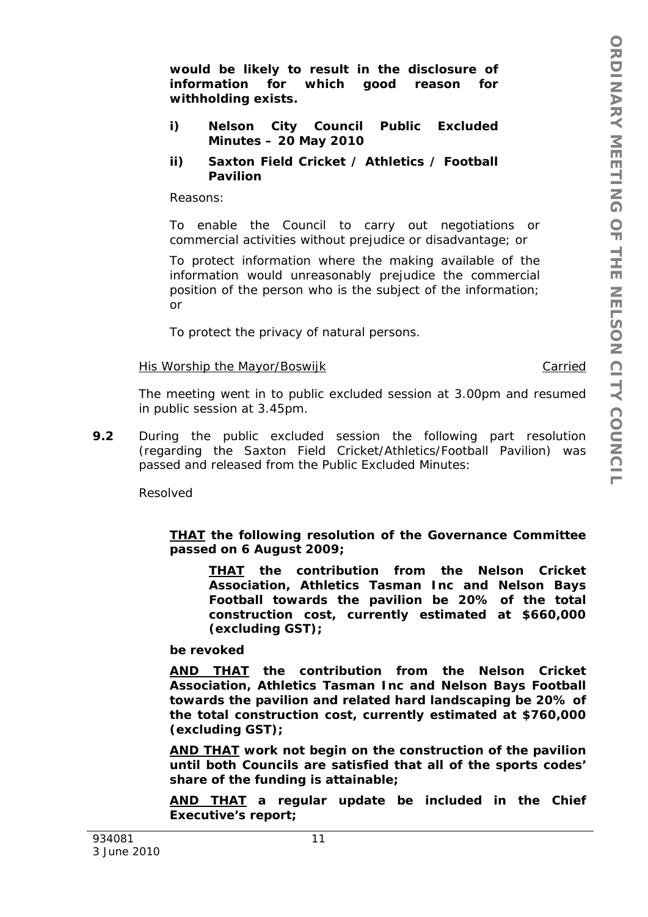**would be likely to result in the disclosure of information for which good reason for withholding exists.**

**i) Nelson City Council Public Excluded Minutes – 20 May 2010**

**ii) Saxton Field Cricket / Athletics / Football Pavilion**

Reasons:

To enable the Council to carry out negotiations or commercial activities without prejudice or disadvantage; or

To protect information where the making available of the information would unreasonably prejudice the commercial position of the person who is the subject of the information; or

To protect the privacy of natural persons.

His Worship the Mayor/Boswijk — Carried

The meeting went in to public excluded session at 3.00pm and resumed in public session at 3.45pm.

**9.2** During the public excluded session the following part resolution (regarding the Saxton Field Cricket/Athletics/Football Pavilion) was passed and released from the Public Excluded Minutes:

Resolved

> **THAT the following resolution of the Governance Committee passed on 6 August 2009;**
>
> > **THAT the contribution from the Nelson Cricket Association, Athletics Tasman Inc and Nelson Bays Football towards the pavilion be 20% of the total construction cost, currently estimated at $660,000 (excluding GST);**
>
> **be revoked**
>
> **AND THAT the contribution from the Nelson Cricket Association, Athletics Tasman Inc and Nelson Bays Football towards the pavilion and related hard landscaping be 20% of the total construction cost, currently estimated at $760,000 (excluding GST);**
>
> **AND THAT work not begin on the construction of the pavilion until both Councils are satisfied that all of the sports codes' share of the funding is attainable;**
>
> **AND THAT a regular update be included in the Chief Executive's report;**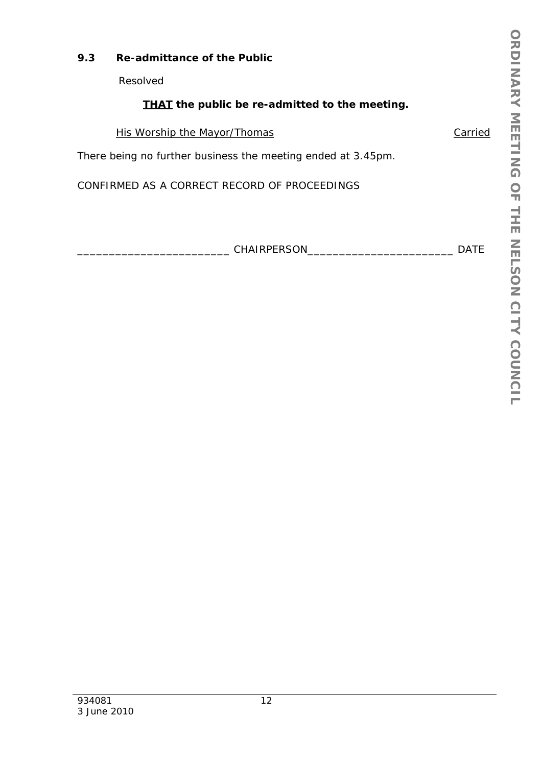### 9.3 Re-admittance of the Public

Resolved

**<u>THAT</u> the public be re-admitted to the meeting.**

<u>His Worship the Mayor/Thomas</u> <u>Carried</u>

There being no further business the meeting ended at 3.45pm.

CONFIRMED AS A CORRECT RECORD OF PROCEEDINGS

________________________ CHAIRPERSON________________________ DATE

934081
3 June 2010